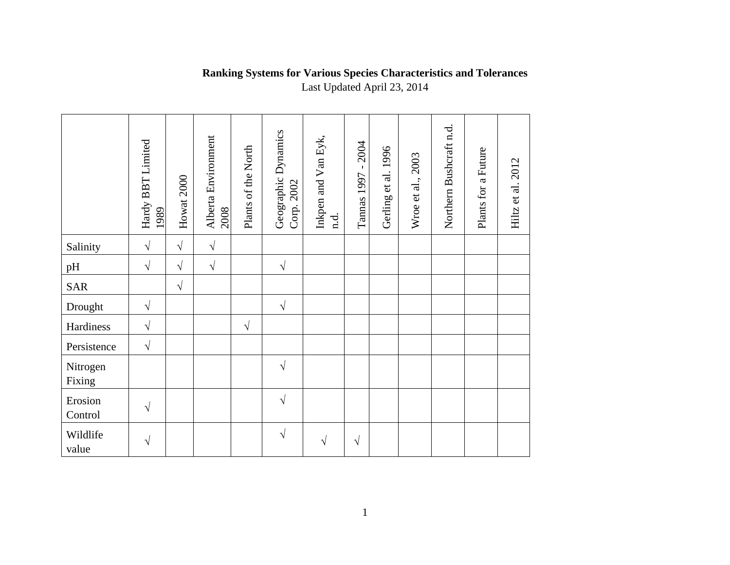**Ranking Systems for Various Species Characteristics and Tolerances**

Last Updated April 23, 2014

| | Hardy BBT Limited 1989 | Howat 2000 | Alberta Environment 2008 | Plants of the North | Geographic Dynamics Corp. 2002 | Inkpen and Van Eyk, n.d. | Tannas 1997 - 2004 | Gerling et al. 1996 | Wroe et al., 2003 | Northern Bushcraft n.d. | Plants for a Future | Hiltz et al. 2012 |
|---|---|---|---|---|---|---|---|---|---|---|---|---|
| Salinity | √ | √ | √ | | | | | | | | | |
| pH | √ | √ | √ | | √ | | | | | | | |
| SAR | | √ | | | | | | | | | | |
| Drought | √ | | | | √ | | | | | | | |
| Hardiness | √ | | | √ | | | | | | | | |
| Persistence | √ | | | | | | | | | | | |
| Nitrogen Fixing | | | | | √ | | | | | | | |
| Erosion Control | √ | | | | √ | | | | | | | |
| Wildlife value | √ | | | | √ | √ | √ | | | | | |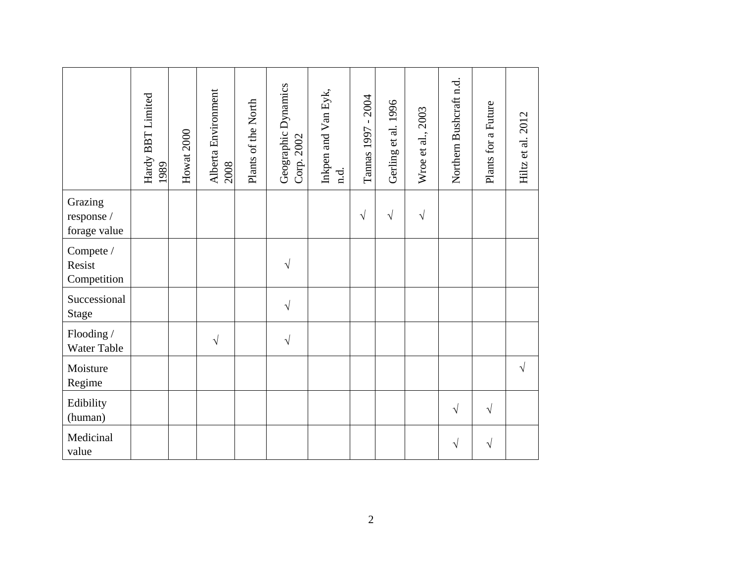| | Hardy BBT Limited 1989 | Howat 2000 | Alberta Environment 2008 | Plants of the North | Geographic Dynamics Corp. 2002 | Inkpen and Van Eyk, n.d. | Tannas 1997 - 2004 | Gerling et al. 1996 | Wroe et al., 2003 | Northern Bushcraft n.d. | Plants for a Future | Hiltz et al. 2012 |
|---|---|---|---|---|---|---|---|---|---|---|---|---|
| Grazing response / forage value | | | | | | | √ | √ | √ | | | |
| Compete / Resist Competition | | | | | √ | | | | | | | |
| Successional Stage | | | | | √ | | | | | | | |
| Flooding / Water Table | | | √ | | √ | | | | | | | |
| Moisture Regime | | | | | | | | | | | | √ |
| Edibility (human) | | | | | | | | | | √ | √ | |
| Medicinal value | | | | | | | | | | √ | √ | |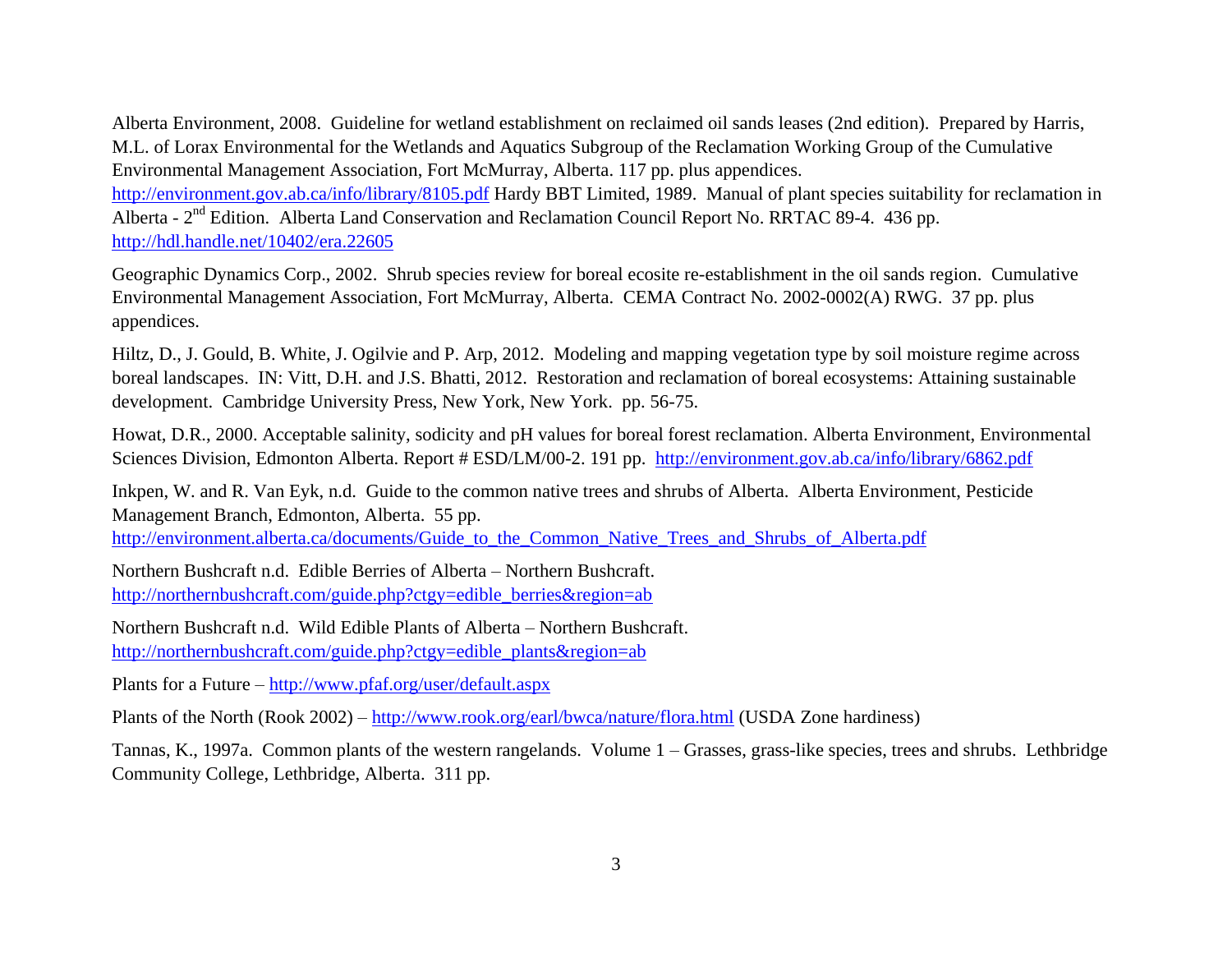Alberta Environment, 2008. Guideline for wetland establishment on reclaimed oil sands leases (2nd edition). Prepared by Harris, M.L. of Lorax Environmental for the Wetlands and Aquatics Subgroup of the Reclamation Working Group of the Cumulative Environmental Management Association, Fort McMurray, Alberta. 117 pp. plus appendices. http://environment.gov.ab.ca/info/library/8105.pdf Hardy BBT Limited, 1989. Manual of plant species suitability for reclamation in Alberta - 2nd Edition. Alberta Land Conservation and Reclamation Council Report No. RRTAC 89-4. 436 pp. http://hdl.handle.net/10402/era.22605

Geographic Dynamics Corp., 2002. Shrub species review for boreal ecosite re-establishment in the oil sands region. Cumulative Environmental Management Association, Fort McMurray, Alberta. CEMA Contract No. 2002-0002(A) RWG. 37 pp. plus appendices.

Hiltz, D., J. Gould, B. White, J. Ogilvie and P. Arp, 2012. Modeling and mapping vegetation type by soil moisture regime across boreal landscapes. IN: Vitt, D.H. and J.S. Bhatti, 2012. Restoration and reclamation of boreal ecosystems: Attaining sustainable development. Cambridge University Press, New York, New York. pp. 56-75.

Howat, D.R., 2000. Acceptable salinity, sodicity and pH values for boreal forest reclamation. Alberta Environment, Environmental Sciences Division, Edmonton Alberta. Report # ESD/LM/00-2. 191 pp. http://environment.gov.ab.ca/info/library/6862.pdf

Inkpen, W. and R. Van Eyk, n.d. Guide to the common native trees and shrubs of Alberta. Alberta Environment, Pesticide Management Branch, Edmonton, Alberta. 55 pp. http://environment.alberta.ca/documents/Guide_to_the_Common_Native_Trees_and_Shrubs_of_Alberta.pdf

Northern Bushcraft n.d. Edible Berries of Alberta – Northern Bushcraft. http://northernbushcraft.com/guide.php?ctgy=edible_berries&region=ab

Northern Bushcraft n.d. Wild Edible Plants of Alberta – Northern Bushcraft. http://northernbushcraft.com/guide.php?ctgy=edible_plants&region=ab

Plants for a Future – http://www.pfaf.org/user/default.aspx

Plants of the North (Rook 2002) – http://www.rook.org/earl/bwca/nature/flora.html (USDA Zone hardiness)

Tannas, K., 1997a. Common plants of the western rangelands. Volume 1 – Grasses, grass-like species, trees and shrubs. Lethbridge Community College, Lethbridge, Alberta. 311 pp.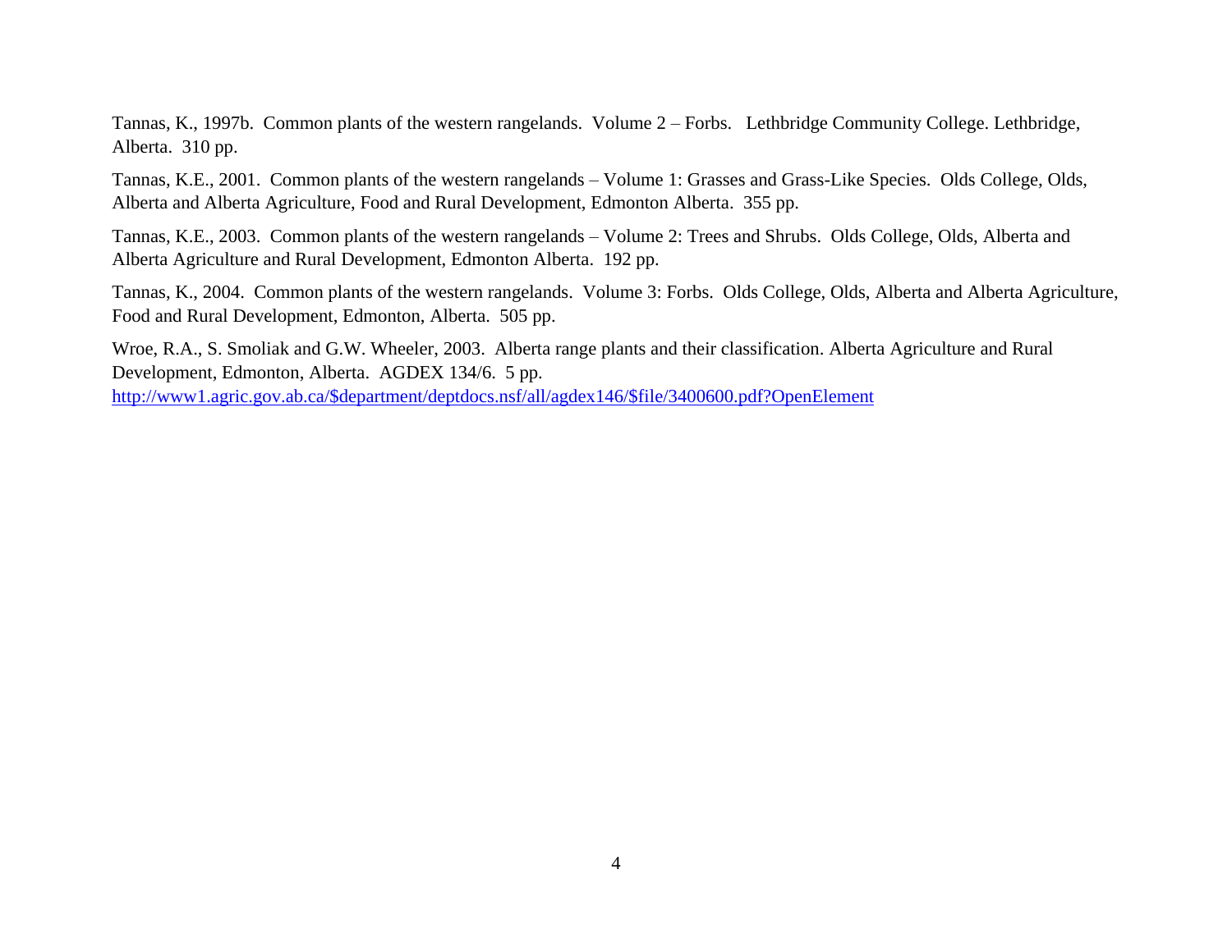Tannas, K., 1997b. Common plants of the western rangelands. Volume 2 – Forbs. Lethbridge Community College. Lethbridge, Alberta. 310 pp.

Tannas, K.E., 2001. Common plants of the western rangelands – Volume 1: Grasses and Grass-Like Species. Olds College, Olds, Alberta and Alberta Agriculture, Food and Rural Development, Edmonton Alberta. 355 pp.

Tannas, K.E., 2003. Common plants of the western rangelands – Volume 2: Trees and Shrubs. Olds College, Olds, Alberta and Alberta Agriculture and Rural Development, Edmonton Alberta. 192 pp.

Tannas, K., 2004. Common plants of the western rangelands. Volume 3: Forbs. Olds College, Olds, Alberta and Alberta Agriculture, Food and Rural Development, Edmonton, Alberta. 505 pp.

Wroe, R.A., S. Smoliak and G.W. Wheeler, 2003. Alberta range plants and their classification. Alberta Agriculture and Rural Development, Edmonton, Alberta. AGDEX 134/6. 5 pp. http://www1.agric.gov.ab.ca/$department/deptdocs.nsf/all/agdex146/$file/3400600.pdf?OpenElement